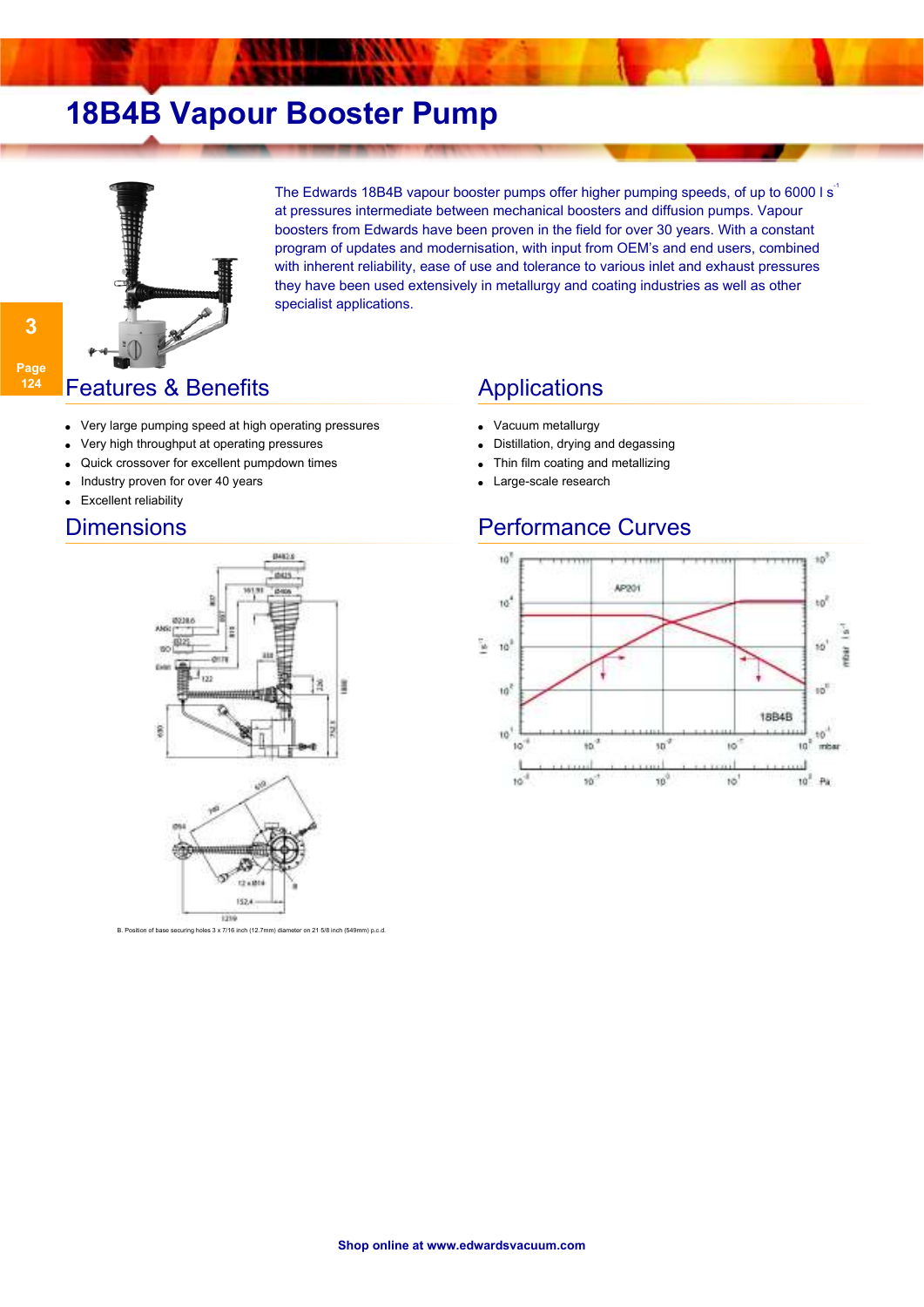# 18B4B Vapour Booster Pump

The Edwards 18B4B vapour booster pumps offer higher pumping speeds, of up to 6000 l s$^{-1}$ at pressures intermediate between mechanical boosters and diffusion pumps. Vapour boosters from Edwards have been proven in the field for over 30 years. With a constant program of updates and modernisation, with input from OEM's and end users, combined with inherent reliability, ease of use and tolerance to various inlet and exhaust pressures they have been used extensively in metallurgy and coating industries as well as other specialist applications.

## Features & Benefits

- Very large pumping speed at high operating pressures
- Very high throughput at operating pressures
- Quick crossover for excellent pumpdown times
- Industry proven for over 40 years
- Excellent reliability

## Applications

- Vacuum metallurgy
- Distillation, drying and degassing
- Thin film coating and metallizing
- Large-scale research

## Dimensions

B. Position of base securing holes 3 x 7/16 inch (12.7mm) diameter on 21 5/8 inch (549mm) p.c.d.

## Performance Curves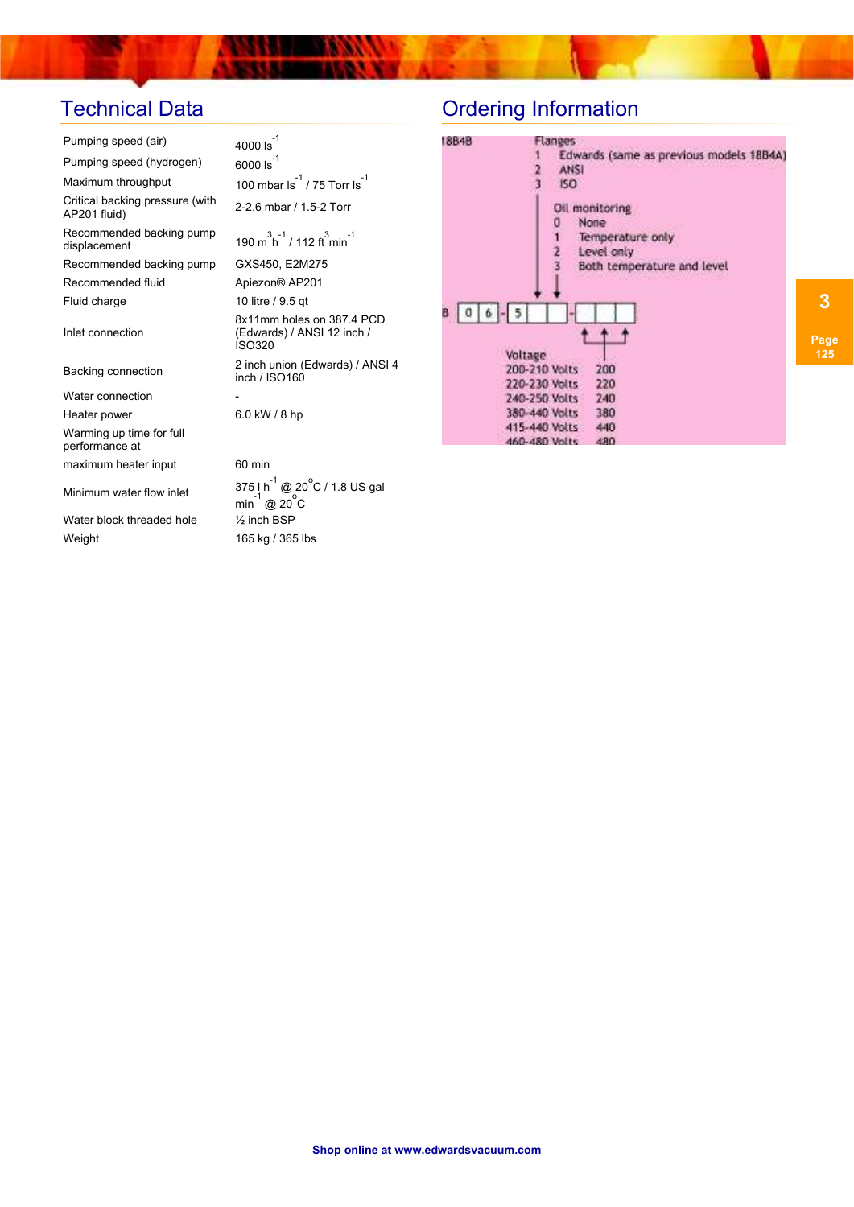## Technical Data

| | |
|---|---|
| Pumping speed (air) | 4000 $ls^{-1}$ |
| Pumping speed (hydrogen) | 6000 $ls^{-1}$ |
| Maximum throughput | 100 mbar $ls^{-1}$ / 75 Torr $ls^{-1}$ |
| Critical backing pressure (with AP201 fluid) | 2-2.6 mbar / 1.5-2 Torr |
| Recommended backing pump displacement | 190 $m^3 h^{-1}$ / 112 $ft^3 min^{-1}$ |
| Recommended backing pump | GXS450, E2M275 |
| Recommended fluid | Apiezon® AP201 |
| Fluid charge | 10 litre / 9.5 qt |
| Inlet connection | 8x11mm holes on 387.4 PCD (Edwards) / ANSI 12 inch / ISO320 |
| Backing connection | 2 inch union (Edwards) / ANSI 4 inch / ISO160 |
| Water connection | - |
| Heater power | 6.0 kW / 8 hp |
| Warming up time for full performance at | |
| maximum heater input | 60 min |
| Minimum water flow inlet | 375 l $h^{-1}$ @ 20°C / 1.8 US gal $min^{-1}$ @ 20°C |
| Water block threaded hole | ½ inch BSP |
| Weight | 165 kg / 365 lbs |

## Ordering Information

18B4B

Flanges
1 Edwards (same as previous models 18B4A)
2 ANSI
3 ISO

Oil monitoring
0 None
1 Temperature only
2 Level only
3 Both temperature and level

B 0 6 - 5 _ _ - _ _ _

Voltage

| | |
|---|---|
| 200-210 Volts | 200 |
| 220-230 Volts | 220 |
| 240-250 Volts | 240 |
| 380-440 Volts | 380 |
| 415-440 Volts | 440 |
| 460-480 Volts | 480 |

3 Page 125

Shop online at www.edwardsvacuum.com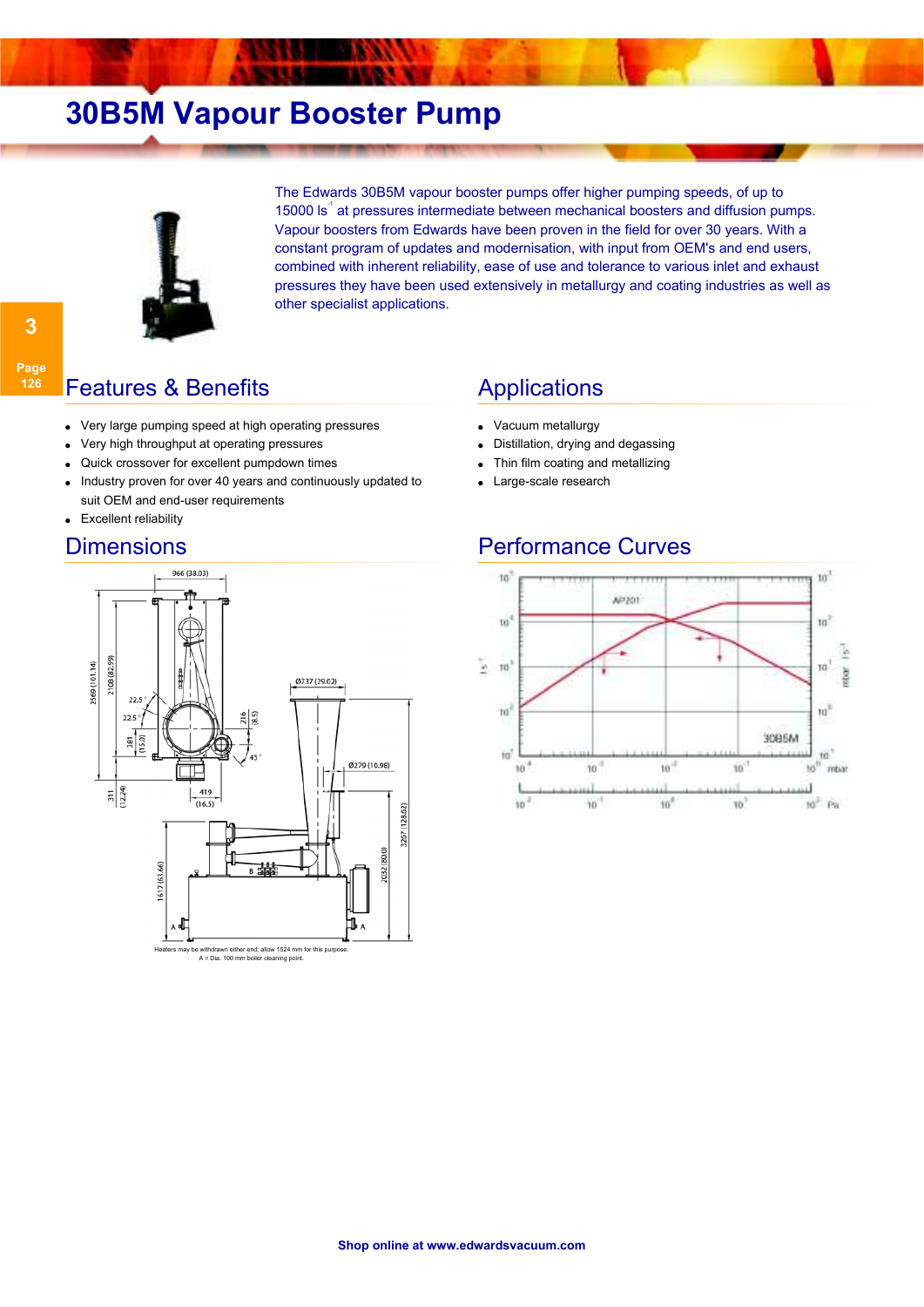# 30B5M Vapour Booster Pump

The Edwards 30B5M vapour booster pumps offer higher pumping speeds, of up to 15000 $ls^{-1}$ at pressures intermediate between mechanical boosters and diffusion pumps. Vapour boosters from Edwards have been proven in the field for over 30 years. With a constant program of updates and modernisation, with input from OEM's and end users, combined with inherent reliability, ease of use and tolerance to various inlet and exhaust pressures they have been used extensively in metallurgy and coating industries as well as other specialist applications.

## Features & Benefits

- Very large pumping speed at high operating pressures
- Very high throughput at operating pressures
- Quick crossover for excellent pumpdown times
- Industry proven for over 40 years and continuously updated to suit OEM and end-user requirements
- Excellent reliability

## Applications

- Vacuum metallurgy
- Distillation, drying and degassing
- Thin film coating and metallizing
- Large-scale research

## Dimensions

Heaters may be withdrawn either end; allow 1524 mm for this purpose.
A = Dia. 100 mm boiler cleaning point.

## Performance Curves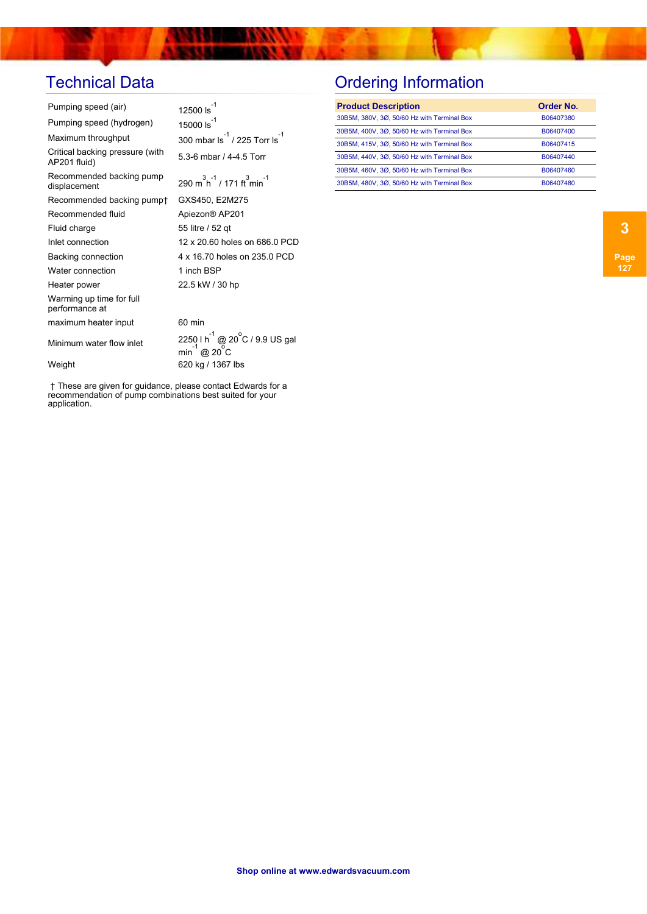## Technical Data

| | |
|---|---|
| Pumping speed (air) | 12500 $ls^{-1}$ |
| Pumping speed (hydrogen) | 15000 $ls^{-1}$ |
| Maximum throughput | 300 mbar $ls^{-1}$ / 225 Torr $ls^{-1}$ |
| Critical backing pressure (with AP201 fluid) | 5.3-6 mbar / 4-4.5 Torr |
| Recommended backing pump displacement | 290 $m^3 h^{-1}$ / 171 $ft^3 min^{-1}$ |
| Recommended backing pump† | GXS450, E2M275 |
| Recommended fluid | Apiezon® AP201 |
| Fluid charge | 55 litre / 52 qt |
| Inlet connection | 12 x 20.60 holes on 686.0 PCD |
| Backing connection | 4 x 16.70 holes on 235.0 PCD |
| Water connection | 1 inch BSP |
| Heater power | 22.5 kW / 30 hp |
| Warming up time for full performance at maximum heater input | 60 min |
| Minimum water flow inlet | 2250 l $h^{-1}$ @ 20 °C / 9.9 US gal $min^{-1}$ @ 20 °C |
| Weight | 620 kg / 1367 lbs |

† These are given for guidance, please contact Edwards for a recommendation of pump combinations best suited for your application.

## Ordering Information

| Product Description | Order No. |
|---|---|
| 30B5M, 380V, 3Ø, 50/60 Hz with Terminal Box | B06407380 |
| 30B5M, 400V, 3Ø, 50/60 Hz with Terminal Box | B06407400 |
| 30B5M, 415V, 3Ø, 50/60 Hz with Terminal Box | B06407415 |
| 30B5M, 440V, 3Ø, 50/60 Hz with Terminal Box | B06407440 |
| 30B5M, 460V, 3Ø, 50/60 Hz with Terminal Box | B06407460 |
| 30B5M, 480V, 3Ø, 50/60 Hz with Terminal Box | B06407480 |

**Shop online at www.edwardsvacuum.com**